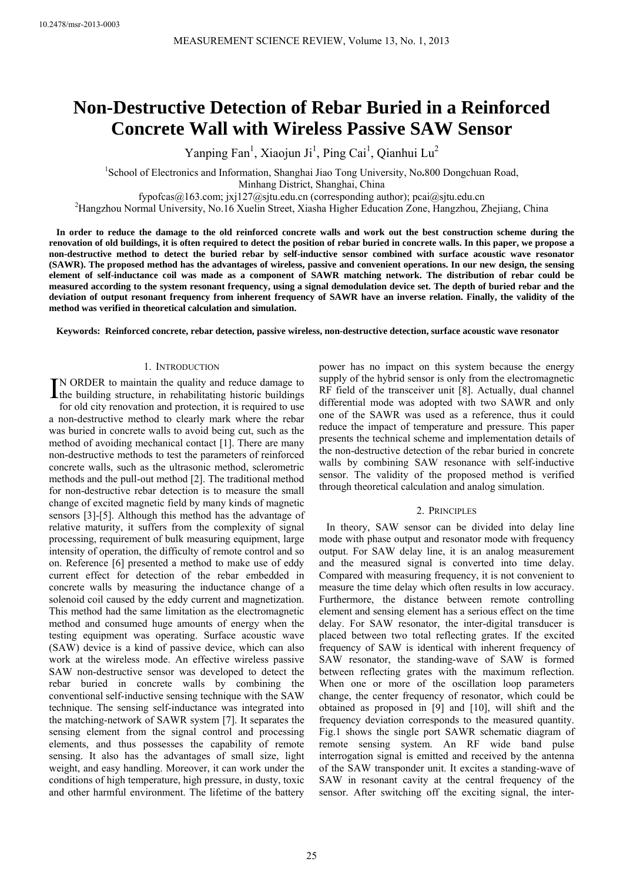10.2478/msr-2013-0003

# Non-Destructive Detection of Rebar Buried in a Reinforced Concrete Wall with Wireless Passive SAW Sensor

Yanping Fan[1], Xiaojun Ji[1], Ping Cai[1], Qianhui Lu[2]

[1]School of Electronics and Information, Shanghai Jiao Tong University, No.800 Dongchuan Road, Minhang District, Shanghai, China
fypofcas@163.com; jxj127@sjtu.edu.cn (corresponding author); pcai@sjtu.edu.cn
[2]Hangzhou Normal University, No.16 Xuelin Street, Xiasha Higher Education Zone, Hangzhou, Zhejiang, China

**In order to reduce the damage to the old reinforced concrete walls and work out the best construction scheme during the renovation of old buildings, it is often required to detect the position of rebar buried in concrete walls. In this paper, we propose a non-destructive method to detect the buried rebar by self-inductive sensor combined with surface acoustic wave resonator (SAWR). The proposed method has the advantages of wireless, passive and convenient operations. In our new design, the sensing element of self-inductance coil was made as a component of SAWR matching network. The distribution of rebar could be measured according to the system resonant frequency, using a signal demodulation device set. The depth of buried rebar and the deviation of output resonant frequency from inherent frequency of SAWR have an inverse relation. Finally, the validity of the method was verified in theoretical calculation and simulation.**

**Keywords: Reinforced concrete, rebar detection, passive wireless, non-destructive detection, surface acoustic wave resonator**

## 1. Introduction

IN ORDER to maintain the quality and reduce damage to the building structure, in rehabilitating historic buildings for old city renovation and protection, it is required to use a non-destructive method to clearly mark where the rebar was buried in concrete walls to avoid being cut, such as the method of avoiding mechanical contact [1]. There are many non-destructive methods to test the parameters of reinforced concrete walls, such as the ultrasonic method, sclerometric methods and the pull-out method [2]. The traditional method for non-destructive rebar detection is to measure the small change of excited magnetic field by many kinds of magnetic sensors [3]-[5]. Although this method has the advantage of relative maturity, it suffers from the complexity of signal processing, requirement of bulk measuring equipment, large intensity of operation, the difficulty of remote control and so on. Reference [6] presented a method to make use of eddy current effect for detection of the rebar embedded in concrete walls by measuring the inductance change of a solenoid coil caused by the eddy current and magnetization. This method had the same limitation as the electromagnetic method and consumed huge amounts of energy when the testing equipment was operating. Surface acoustic wave (SAW) device is a kind of passive device, which can also work at the wireless mode. An effective wireless passive SAW non-destructive sensor was developed to detect the rebar buried in concrete walls by combining the conventional self-inductive sensing technique with the SAW technique. The sensing self-inductance was integrated into the matching-network of SAWR system [7]. It separates the sensing element from the signal control and processing elements, and thus possesses the capability of remote sensing. It also has the advantages of small size, light weight, and easy handling. Moreover, it can work under the conditions of high temperature, high pressure, in dusty, toxic and other harmful environment. The lifetime of the battery power has no impact on this system because the energy supply of the hybrid sensor is only from the electromagnetic RF field of the transceiver unit [8]. Actually, dual channel differential mode was adopted with two SAWR and only one of the SAWR was used as a reference, thus it could reduce the impact of temperature and pressure. This paper presents the technical scheme and implementation details of the non-destructive detection of the rebar buried in concrete walls by combining SAW resonance with self-inductive sensor. The validity of the proposed method is verified through theoretical calculation and analog simulation.

## 2. Principles

In theory, SAW sensor can be divided into delay line mode with phase output and resonator mode with frequency output. For SAW delay line, it is an analog measurement and the measured signal is converted into time delay. Compared with measuring frequency, it is not convenient to measure the time delay which often results in low accuracy. Furthermore, the distance between remote controlling element and sensing element has a serious effect on the time delay. For SAW resonator, the inter-digital transducer is placed between two total reflecting grates. If the excited frequency of SAW is identical with inherent frequency of SAW resonator, the standing-wave of SAW is formed between reflecting grates with the maximum reflection. When one or more of the oscillation loop parameters change, the center frequency of resonator, which could be obtained as proposed in [9] and [10], will shift and the frequency deviation corresponds to the measured quantity. Fig.1 shows the single port SAWR schematic diagram of remote sensing system. An RF wide band pulse interrogation signal is emitted and received by the antenna of the SAW transponder unit. It excites a standing-wave of SAW in resonant cavity at the central frequency of the sensor. After switching off the exciting signal, the inter-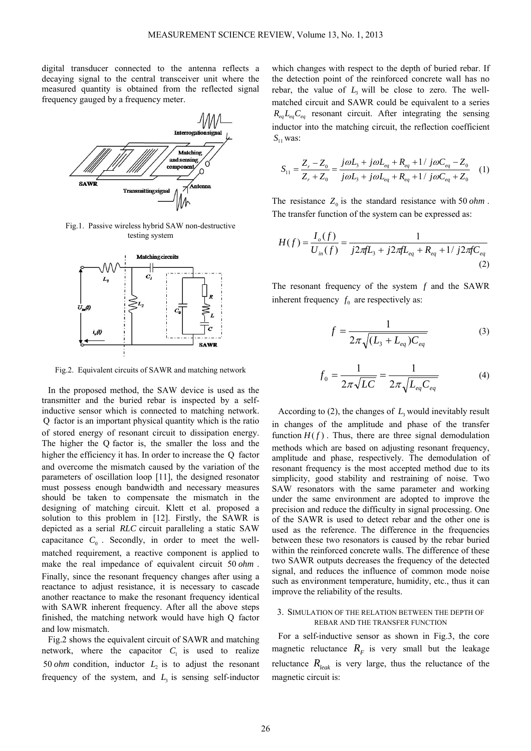digital transducer connected to the antenna reflects a decaying signal to the central transceiver unit where the measured quantity is obtained from the reflected signal frequency gauged by a frequency meter.

Fig.1. Passive wireless hybrid SAW non-destructive testing system

Fig.2. Equivalent circuits of SAWR and matching network

In the proposed method, the SAW device is used as the transmitter and the buried rebar is inspected by a self-inductive sensor which is connected to matching network. Q factor is an important physical quantity which is the ratio of stored energy of resonant circuit to dissipation energy. The higher the Q factor is, the smaller the loss and the higher the efficiency it has. In order to increase the Q factor and overcome the mismatch caused by the variation of the parameters of oscillation loop [11], the designed resonator must possess enough bandwidth and necessary measures should be taken to compensate the mismatch in the designing of matching circuit. Klett et al. proposed a solution to this problem in [12]. Firstly, the SAWR is depicted as a serial *RLC* circuit paralleling a static SAW capacitance $C_0$. Secondly, in order to meet the well-matched requirement, a reactive component is applied to make the real impedance of equivalent circuit $50\,ohm$. Finally, since the resonant frequency changes after using a reactance to adjust resistance, it is necessary to cascade another reactance to make the resonant frequency identical with SAWR inherent frequency. After all the above steps finished, the matching network would have high Q factor and low mismatch.

Fig.2 shows the equivalent circuit of SAWR and matching network, where the capacitor $C_1$ is used to realize $50\,ohm$ condition, inductor $L_2$ is to adjust the resonant frequency of the system, and $L_3$ is sensing self-inductor which changes with respect to the depth of buried rebar. If the detection point of the reinforced concrete wall has no rebar, the value of $L_3$ will be close to zero. The well-matched circuit and SAWR could be equivalent to a series $R_{eq}L_{eq}C_{eq}$ resonant circuit. After integrating the sensing inductor into the matching circuit, the reflection coefficient $S_{11}$ was:

$$S_{11} = \frac{Z_r - Z_0}{Z_r + Z_0} = \frac{j\omega L_3 + j\omega L_{eq} + R_{eq} + 1/j\omega C_{eq} - Z_0}{j\omega L_3 + j\omega L_{eq} + R_{eq} + 1/j\omega C_{eq} + Z_0} \quad (1)$$

The resistance $Z_0$ is the standard resistance with $50\,ohm$. The transfer function of the system can be expressed as:

$$H(f) = \frac{I_o(f)}{U_{in}(f)} = \frac{1}{j2\pi f L_3 + j2\pi f L_{eq} + R_{eq} + 1/j2\pi f C_{eq}} \quad (2)$$

The resonant frequency of the system $f$ and the SAWR inherent frequency $f_0$ are respectively as:

$$f = \frac{1}{2\pi\sqrt{(L_3 + L_{eq})C_{eq}}} \quad (3)$$

$$f_0 = \frac{1}{2\pi\sqrt{LC}} = \frac{1}{2\pi\sqrt{L_{eq}C_{eq}}} \quad (4)$$

According to (2), the changes of $L_3$ would inevitably result in changes of the amplitude and phase of the transfer function $H(f)$. Thus, there are three signal demodulation methods which are based on adjusting resonant frequency, amplitude and phase, respectively. The demodulation of resonant frequency is the most accepted method due to its simplicity, good stability and restraining of noise. Two SAW resonators with the same parameter and working under the same environment are adopted to improve the precision and reduce the difficulty in signal processing. One of the SAWR is used to detect rebar and the other one is used as the reference. The difference in the frequencies between these two resonators is caused by the rebar buried within the reinforced concrete walls. The difference of these two SAWR outputs decreases the frequency of the detected signal, and reduces the influence of common mode noise such as environment temperature, humidity, etc., thus it can improve the reliability of the results.

## 3. Simulation of the relation between the depth of rebar and the transfer function

For a self-inductive sensor as shown in Fig.3, the core magnetic reluctance $R_F$ is very small but the leakage reluctance $R_{leak}$ is very large, thus the reluctance of the magnetic circuit is: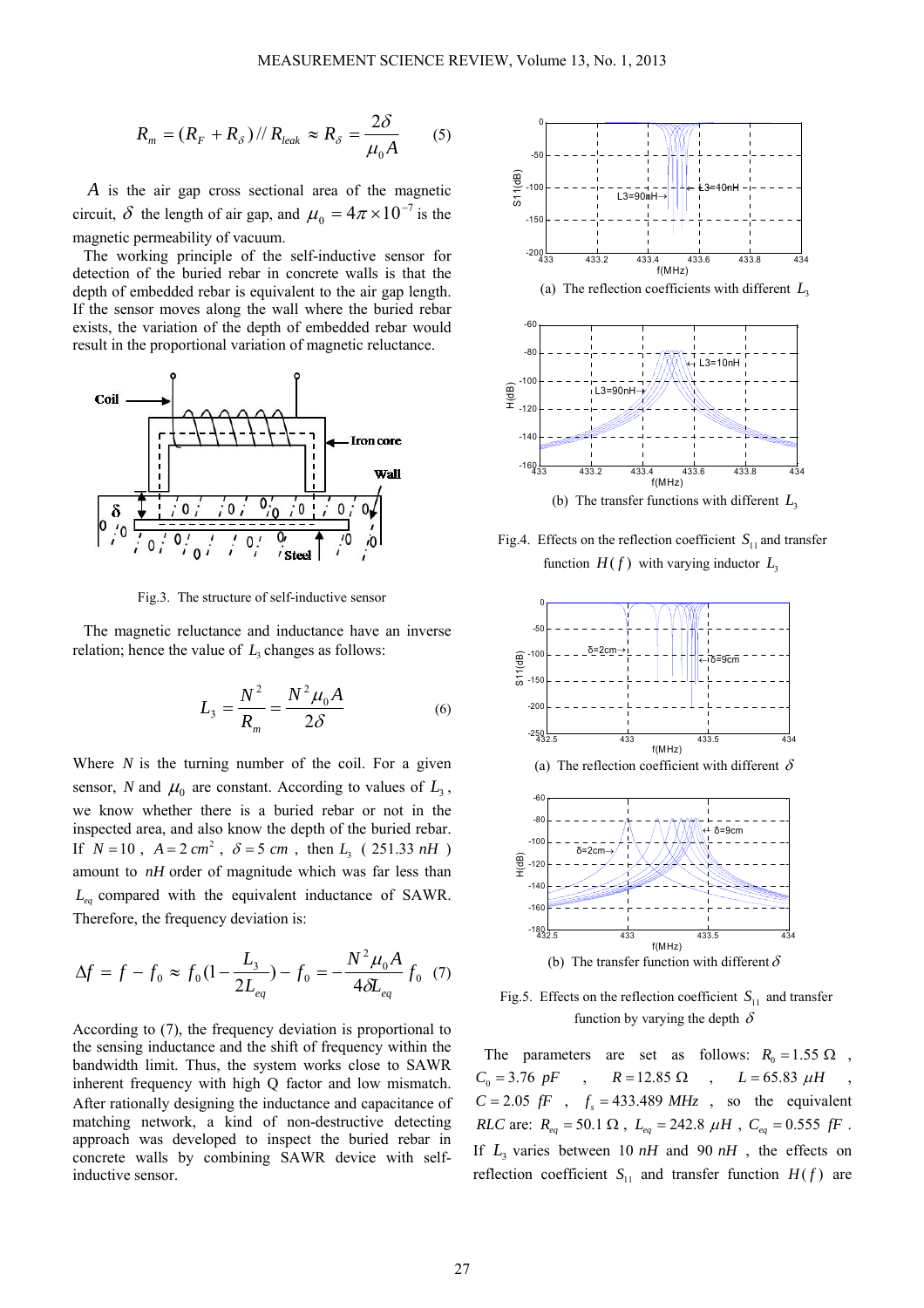$$R_m = (R_F + R_\delta) // R_{leak} \approx R_\delta = \frac{2\delta}{\mu_0 A} \qquad (5)$$

$A$ is the air gap cross sectional area of the magnetic circuit, $\delta$ the length of air gap, and $\mu_0 = 4\pi \times 10^{-7}$ is the magnetic permeability of vacuum.

The working principle of the self-inductive sensor for detection of the buried rebar in concrete walls is that the depth of embedded rebar is equivalent to the air gap length. If the sensor moves along the wall where the buried rebar exists, the variation of the depth of embedded rebar would result in the proportional variation of magnetic reluctance.

Fig.3. The structure of self-inductive sensor

The magnetic reluctance and inductance have an inverse relation; hence the value of $L_3$ changes as follows:

$$L_3 = \frac{N^2}{R_m} = \frac{N^2 \mu_0 A}{2\delta} \qquad (6)$$

Where $N$ is the turning number of the coil. For a given sensor, $N$ and $\mu_0$ are constant. According to values of $L_3$, we know whether there is a buried rebar or not in the inspected area, and also know the depth of the buried rebar. If $N = 10$, $A = 2\ cm^2$, $\delta = 5\ cm$, then $L_3$ ($251.33\ nH$) amount to $nH$ order of magnitude which was far less than $L_{eq}$ compared with the equivalent inductance of SAWR. Therefore, the frequency deviation is:

$$\Delta f = f - f_0 \approx f_0 \left(1 - \frac{L_3}{2L_{eq}}\right) - f_0 = -\frac{N^2 \mu_0 A}{4\delta L_{eq}} f_0 \qquad (7)$$

According to (7), the frequency deviation is proportional to the sensing inductance and the shift of frequency within the bandwidth limit. Thus, the system works close to SAWR inherent frequency with high Q factor and low mismatch. After rationally designing the inductance and capacitance of matching network, a kind of non-destructive detecting approach was developed to inspect the buried rebar in concrete walls by combining SAWR device with self-inductive sensor.

(a) The reflection coefficients with different $L_3$

(b) The transfer functions with different $L_3$

Fig.4. Effects on the reflection coefficient $S_{11}$ and transfer function $H(f)$ with varying inductor $L_3$

(a) The reflection coefficient with different $\delta$

(b) The transfer function with different $\delta$

Fig.5. Effects on the reflection coefficient $S_{11}$ and transfer function by varying the depth $\delta$

The parameters are set as follows: $R_0 = 1.55\ \Omega$, $C_0 = 3.76\ pF$, $R = 12.85\ \Omega$, $L = 65.83\ \mu H$, $C = 2.05\ fF$, $f_s = 433.489\ MHz$, so the equivalent $RLC$ are: $R_{eq} = 50.1\ \Omega$, $L_{eq} = 242.8\ \mu H$, $C_{eq} = 0.555\ fF$. If $L_3$ varies between $10\ nH$ and $90\ nH$, the effects on reflection coefficient $S_{11}$ and transfer function $H(f)$ are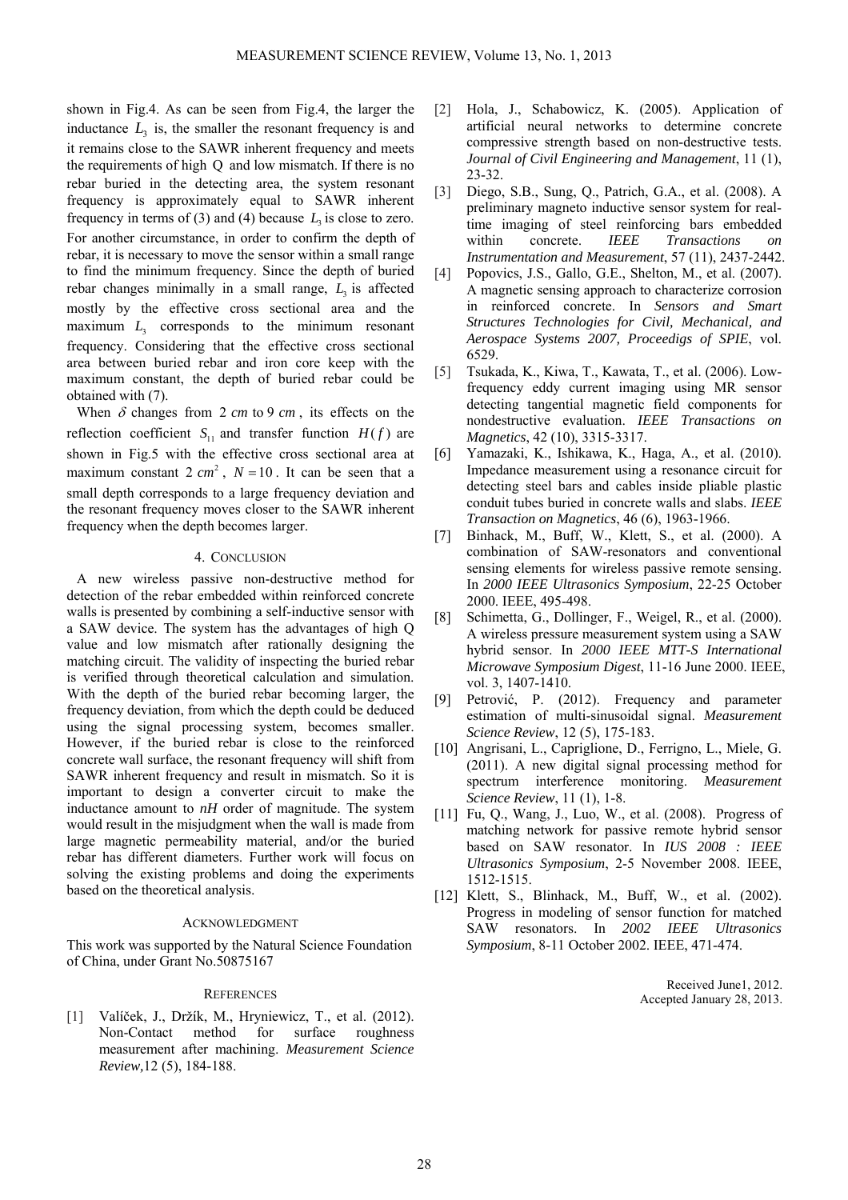shown in Fig.4. As can be seen from Fig.4, the larger the inductance $L_3$ is, the smaller the resonant frequency is and it remains close to the SAWR inherent frequency and meets the requirements of high Q and low mismatch. If there is no rebar buried in the detecting area, the system resonant frequency is approximately equal to SAWR inherent frequency in terms of (3) and (4) because $L_3$ is close to zero. For another circumstance, in order to confirm the depth of rebar, it is necessary to move the sensor within a small range to find the minimum frequency. Since the depth of buried rebar changes minimally in a small range, $L_3$ is affected mostly by the effective cross sectional area and the maximum $L_3$ corresponds to the minimum resonant frequency. Considering that the effective cross sectional area between buried rebar and iron core keep with the maximum constant, the depth of buried rebar could be obtained with (7).

When $\delta$ changes from $2\ cm$ to $9\ cm$, its effects on the reflection coefficient $S_{11}$ and transfer function $H(f)$ are shown in Fig.5 with the effective cross sectional area at maximum constant $2\ cm^2$, $N = 10$. It can be seen that a small depth corresponds to a large frequency deviation and the resonant frequency moves closer to the SAWR inherent frequency when the depth becomes larger.

## 4. Conclusion

A new wireless passive non-destructive method for detection of the rebar embedded within reinforced concrete walls is presented by combining a self-inductive sensor with a SAW device. The system has the advantages of high Q value and low mismatch after rationally designing the matching circuit. The validity of inspecting the buried rebar is verified through theoretical calculation and simulation. With the depth of the buried rebar becoming larger, the frequency deviation, from which the depth could be deduced using the signal processing system, becomes smaller. However, if the buried rebar is close to the reinforced concrete wall surface, the resonant frequency will shift from SAWR inherent frequency and result in mismatch. So it is important to design a converter circuit to make the inductance amount to *nH* order of magnitude. The system would result in the misjudgment when the wall is made from large magnetic permeability material, and/or the buried rebar has different diameters. Further work will focus on solving the existing problems and doing the experiments based on the theoretical analysis.

## Acknowledgment

This work was supported by the Natural Science Foundation of China, under Grant No.50875167

## References

[1] Valíček, J., Držík, M., Hryniewicz, T., et al. (2012). Non-Contact method for surface roughness measurement after machining. *Measurement Science Review,*12 (5), 184-188.

[2] Hola, J., Schabowicz, K. (2005). Application of artificial neural networks to determine concrete compressive strength based on non-destructive tests. *Journal of Civil Engineering and Management*, 11 (1), 23-32.

[3] Diego, S.B., Sung, Q., Patrich, G.A., et al. (2008). A preliminary magneto inductive sensor system for real-time imaging of steel reinforcing bars embedded within concrete. *IEEE Transactions on Instrumentation and Measurement*, 57 (11), 2437-2442.

[4] Popovics, J.S., Gallo, G.E., Shelton, M., et al. (2007). A magnetic sensing approach to characterize corrosion in reinforced concrete. In *Sensors and Smart Structures Technologies for Civil, Mechanical, and Aerospace Systems 2007, Proceedigs of SPIE*, vol. 6529.

[5] Tsukada, K., Kiwa, T., Kawata, T., et al. (2006). Low-frequency eddy current imaging using MR sensor detecting tangential magnetic field components for nondestructive evaluation. *IEEE Transactions on Magnetics*, 42 (10), 3315-3317.

[6] Yamazaki, K., Ishikawa, K., Haga, A., et al. (2010). Impedance measurement using a resonance circuit for detecting steel bars and cables inside pliable plastic conduit tubes buried in concrete walls and slabs. *IEEE Transaction on Magnetics*, 46 (6), 1963-1966.

[7] Binhack, M., Buff, W., Klett, S., et al. (2000). A combination of SAW-resonators and conventional sensing elements for wireless passive remote sensing. In *2000 IEEE Ultrasonics Symposium*, 22-25 October 2000. IEEE, 495-498.

[8] Schimetta, G., Dollinger, F., Weigel, R., et al. (2000). A wireless pressure measurement system using a SAW hybrid sensor. In *2000 IEEE MTT-S International Microwave Symposium Digest*, 11-16 June 2000. IEEE, vol. 3, 1407-1410.

[9] Petrović, P. (2012). Frequency and parameter estimation of multi-sinusoidal signal. *Measurement Science Review*, 12 (5), 175-183.

[10] Angrisani, L., Capriglione, D., Ferrigno, L., Miele, G. (2011). A new digital signal processing method for spectrum interference monitoring. *Measurement Science Review*, 11 (1), 1-8.

[11] Fu, Q., Wang, J., Luo, W., et al. (2008). Progress of matching network for passive remote hybrid sensor based on SAW resonator. In *IUS 2008 : IEEE Ultrasonics Symposium*, 2-5 November 2008. IEEE, 1512-1515.

[12] Klett, S., Blinhack, M., Buff, W., et al. (2002). Progress in modeling of sensor function for matched SAW resonators. In *2002 IEEE Ultrasonics Symposium*, 8-11 October 2002. IEEE, 471-474.

Received June1, 2012.
Accepted January 28, 2013.